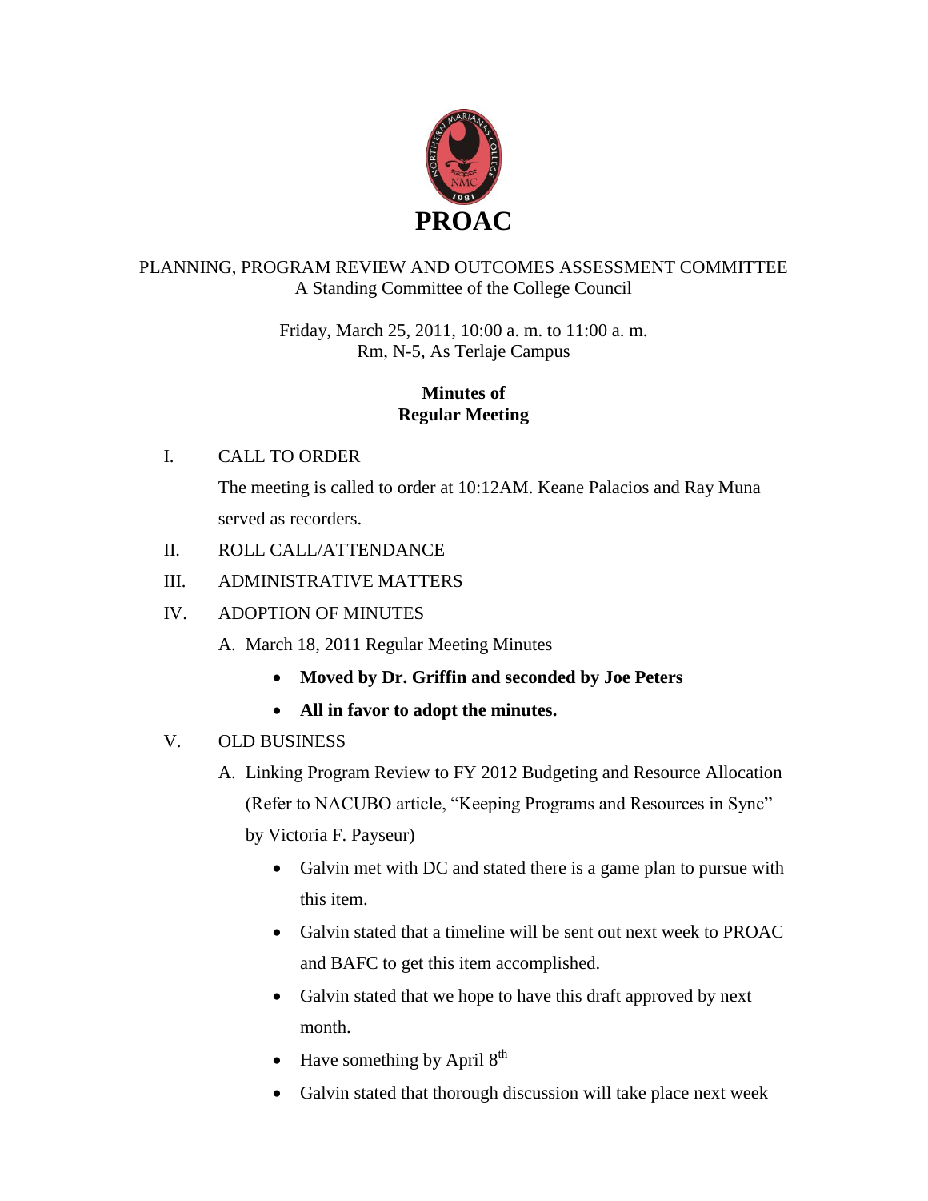# PROAC

PLANNING, PROGRAM REVIEW AND OUTCOMES ASSESSMENT COMMITTEE
A Standing Committee of the College Council

Friday, March 25, 2011, 10:00 a. m. to 11:00 a. m.
Rm, N-5, As Terlaje Campus

## Minutes of Regular Meeting

I. CALL TO ORDER

The meeting is called to order at 10:12AM. Keane Palacios and Ray Muna served as recorders.

II. ROLL CALL/ATTENDANCE

III. ADMINISTRATIVE MATTERS

IV. ADOPTION OF MINUTES

A. March 18, 2011 Regular Meeting Minutes

- **Moved by Dr. Griffin and seconded by Joe Peters**
- **All in favor to adopt the minutes.**

V. OLD BUSINESS

A. Linking Program Review to FY 2012 Budgeting and Resource Allocation (Refer to NACUBO article, "Keeping Programs and Resources in Sync" by Victoria F. Payseur)

- Galvin met with DC and stated there is a game plan to pursue with this item.
- Galvin stated that a timeline will be sent out next week to PROAC and BAFC to get this item accomplished.
- Galvin stated that we hope to have this draft approved by next month.
- Have something by April 8th
- Galvin stated that thorough discussion will take place next week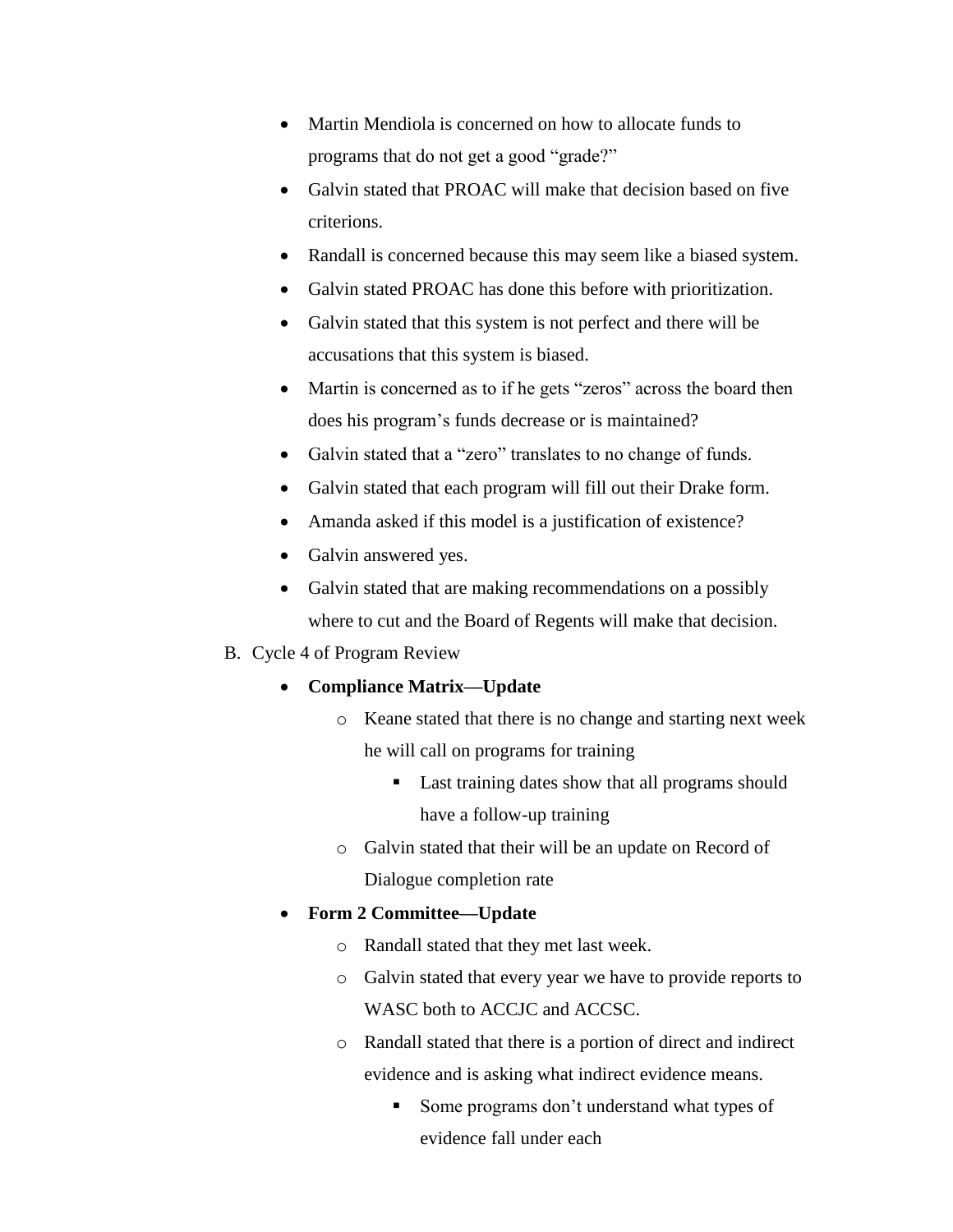- Martin Mendiola is concerned on how to allocate funds to programs that do not get a good "grade?"
- Galvin stated that PROAC will make that decision based on five criterions.
- Randall is concerned because this may seem like a biased system.
- Galvin stated PROAC has done this before with prioritization.
- Galvin stated that this system is not perfect and there will be accusations that this system is biased.
- Martin is concerned as to if he gets "zeros" across the board then does his program's funds decrease or is maintained?
- Galvin stated that a "zero" translates to no change of funds.
- Galvin stated that each program will fill out their Drake form.
- Amanda asked if this model is a justification of existence?
- Galvin answered yes.
- Galvin stated that are making recommendations on a possibly where to cut and the Board of Regents will make that decision.

B. Cycle 4 of Program Review

- **Compliance Matrix—Update**
    - Keane stated that there is no change and starting next week he will call on programs for training
        - Last training dates show that all programs should have a follow-up training
    - Galvin stated that their will be an update on Record of Dialogue completion rate
- **Form 2 Committee—Update**
    - Randall stated that they met last week.
    - Galvin stated that every year we have to provide reports to WASC both to ACCJC and ACCSC.
    - Randall stated that there is a portion of direct and indirect evidence and is asking what indirect evidence means.
        - Some programs don't understand what types of evidence fall under each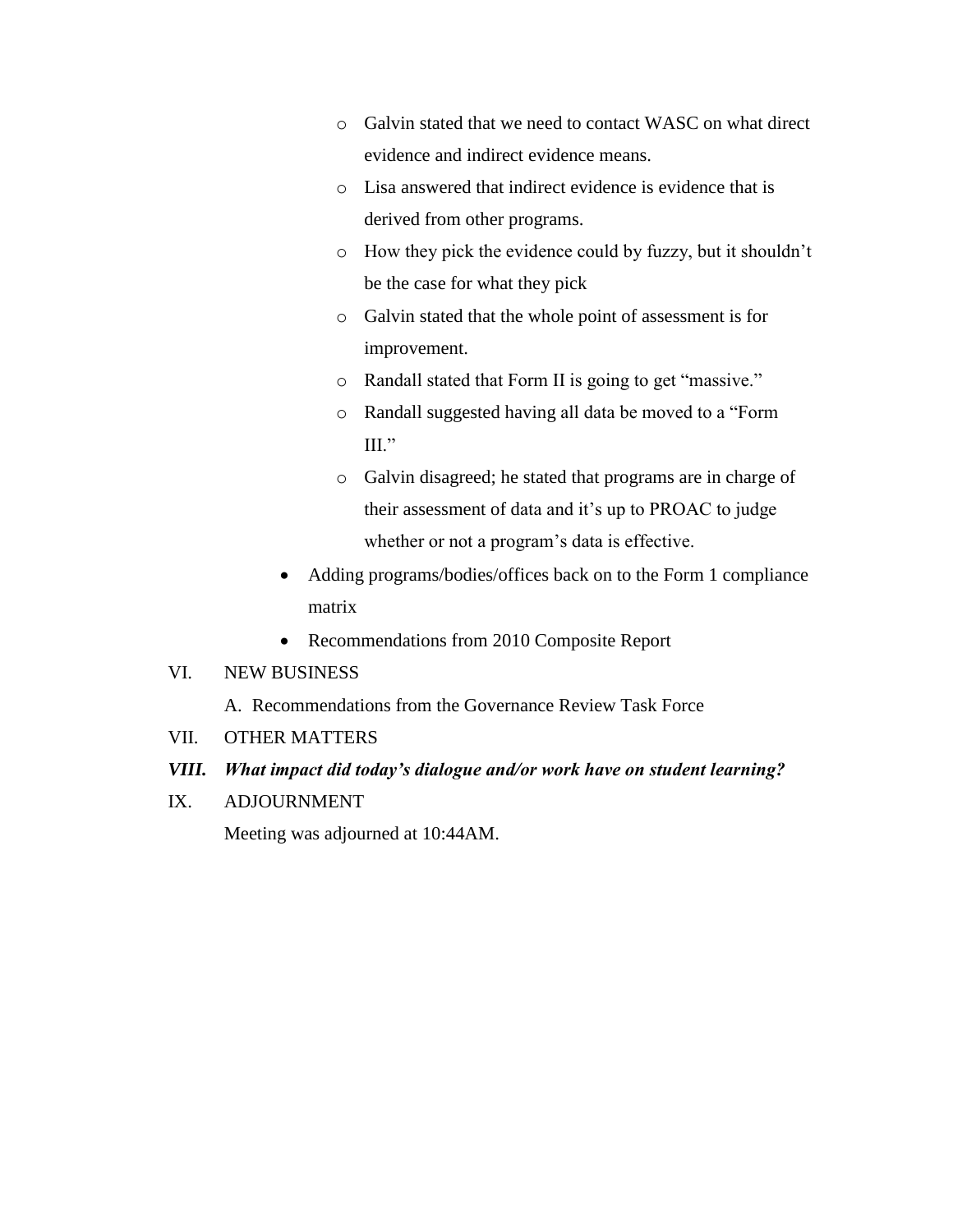- Galvin stated that we need to contact WASC on what direct evidence and indirect evidence means.
- Lisa answered that indirect evidence is evidence that is derived from other programs.
- How they pick the evidence could by fuzzy, but it shouldn't be the case for what they pick
- Galvin stated that the whole point of assessment is for improvement.
- Randall stated that Form II is going to get "massive."
- Randall suggested having all data be moved to a "Form III."
- Galvin disagreed; he stated that programs are in charge of their assessment of data and it's up to PROAC to judge whether or not a program's data is effective.

- Adding programs/bodies/offices back on to the Form 1 compliance matrix
- Recommendations from 2010 Composite Report

VI. NEW BUSINESS

A. Recommendations from the Governance Review Task Force

VII. OTHER MATTERS

***VIII. What impact did today's dialogue and/or work have on student learning?***

IX. ADJOURNMENT

Meeting was adjourned at 10:44AM.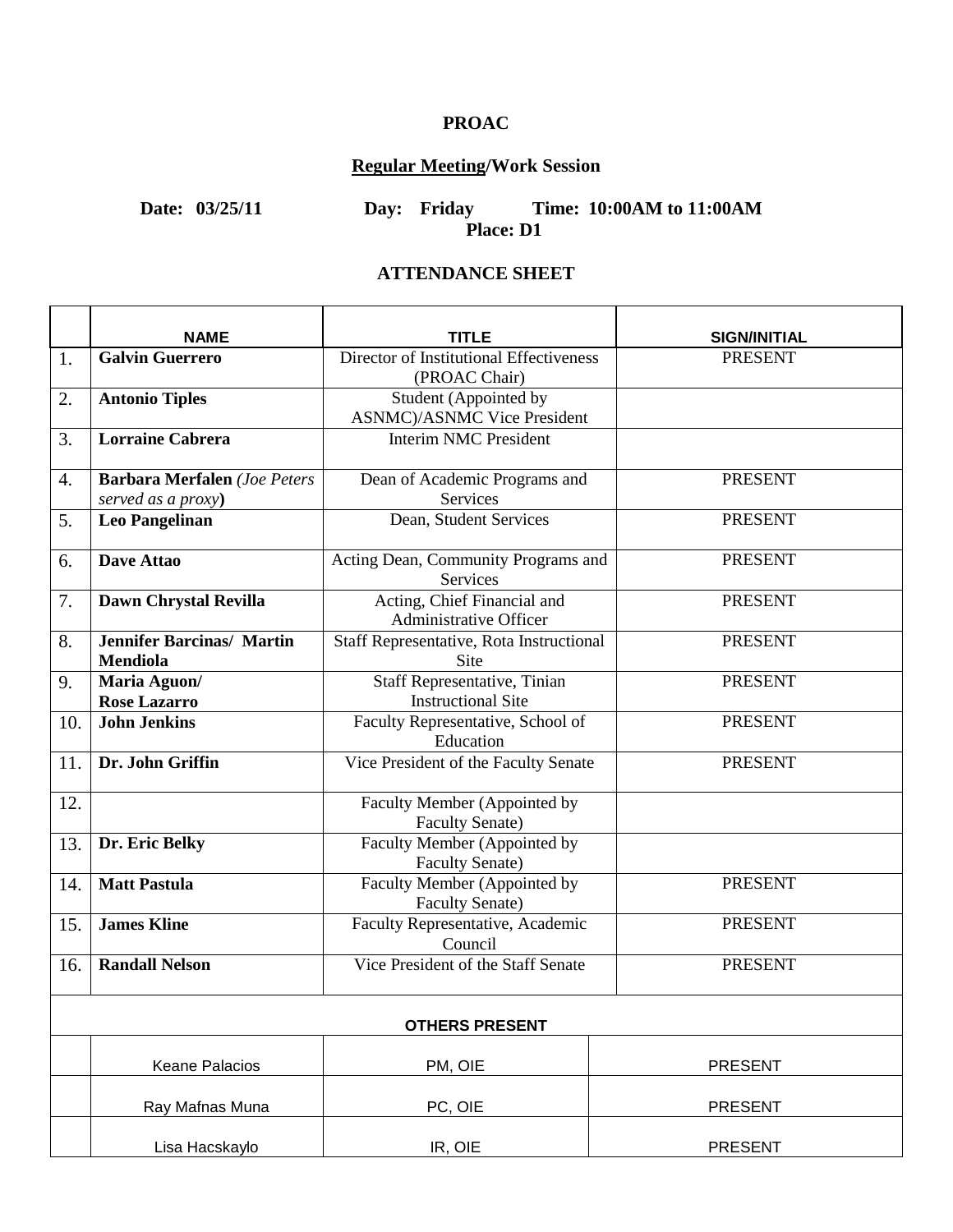**PROAC**

**Regular Meeting/Work Session**

**Date: 03/25/11 Day: Friday Time: 10:00AM to 11:00AM**
**Place: D1**

**ATTENDANCE SHEET**

| | NAME | TITLE | SIGN/INITIAL |
|---|---|---|---|
| 1. | **Galvin Guerrero** | Director of Institutional Effectiveness (PROAC Chair) | PRESENT |
| 2. | **Antonio Tiples** | Student (Appointed by ASNMC)/ASNMC Vice President | |
| 3. | **Lorraine Cabrera** | Interim NMC President | |
| 4. | **Barbara Merfalen** *(Joe Peters served as a proxy)* | Dean of Academic Programs and Services | PRESENT |
| 5. | **Leo Pangelinan** | Dean, Student Services | PRESENT |
| 6. | **Dave Attao** | Acting Dean, Community Programs and Services | PRESENT |
| 7. | **Dawn Chrystal Revilla** | Acting, Chief Financial and Administrative Officer | PRESENT |
| 8. | **Jennifer Barcinas/ Martin Mendiola** | Staff Representative, Rota Instructional Site | PRESENT |
| 9. | **Maria Aguon/ Rose Lazarro** | Staff Representative, Tinian Instructional Site | PRESENT |
| 10. | **John Jenkins** | Faculty Representative, School of Education | PRESENT |
| 11. | **Dr. John Griffin** | Vice President of the Faculty Senate | PRESENT |
| 12. | | Faculty Member (Appointed by Faculty Senate) | |
| 13. | **Dr. Eric Belky** | Faculty Member (Appointed by Faculty Senate) | |
| 14. | **Matt Pastula** | Faculty Member (Appointed by Faculty Senate) | PRESENT |
| 15. | **James Kline** | Faculty Representative, Academic Council | PRESENT |
| 16. | **Randall Nelson** | Vice President of the Staff Senate | PRESENT |
| | **OTHERS PRESENT** | | |
| | Keane Palacios | PM, OIE | PRESENT |
| | Ray Mafnas Muna | PC, OIE | PRESENT |
| | Lisa Hacskaylo | IR, OIE | PRESENT |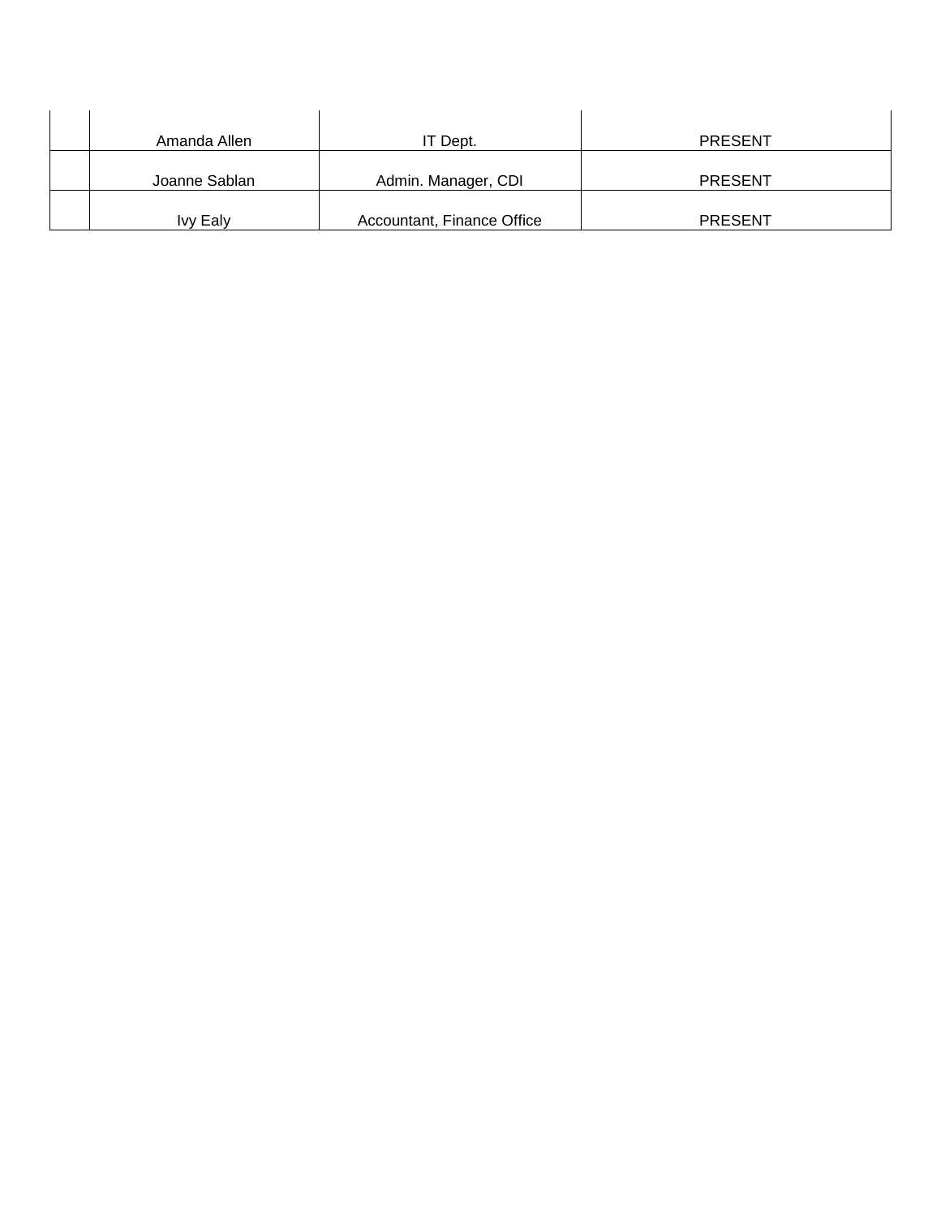| | | | |
|---|---|---|---|
| | Amanda Allen | IT Dept. | PRESENT |
| | Joanne Sablan | Admin. Manager, CDI | PRESENT |
| | Ivy Ealy | Accountant, Finance Office | PRESENT |